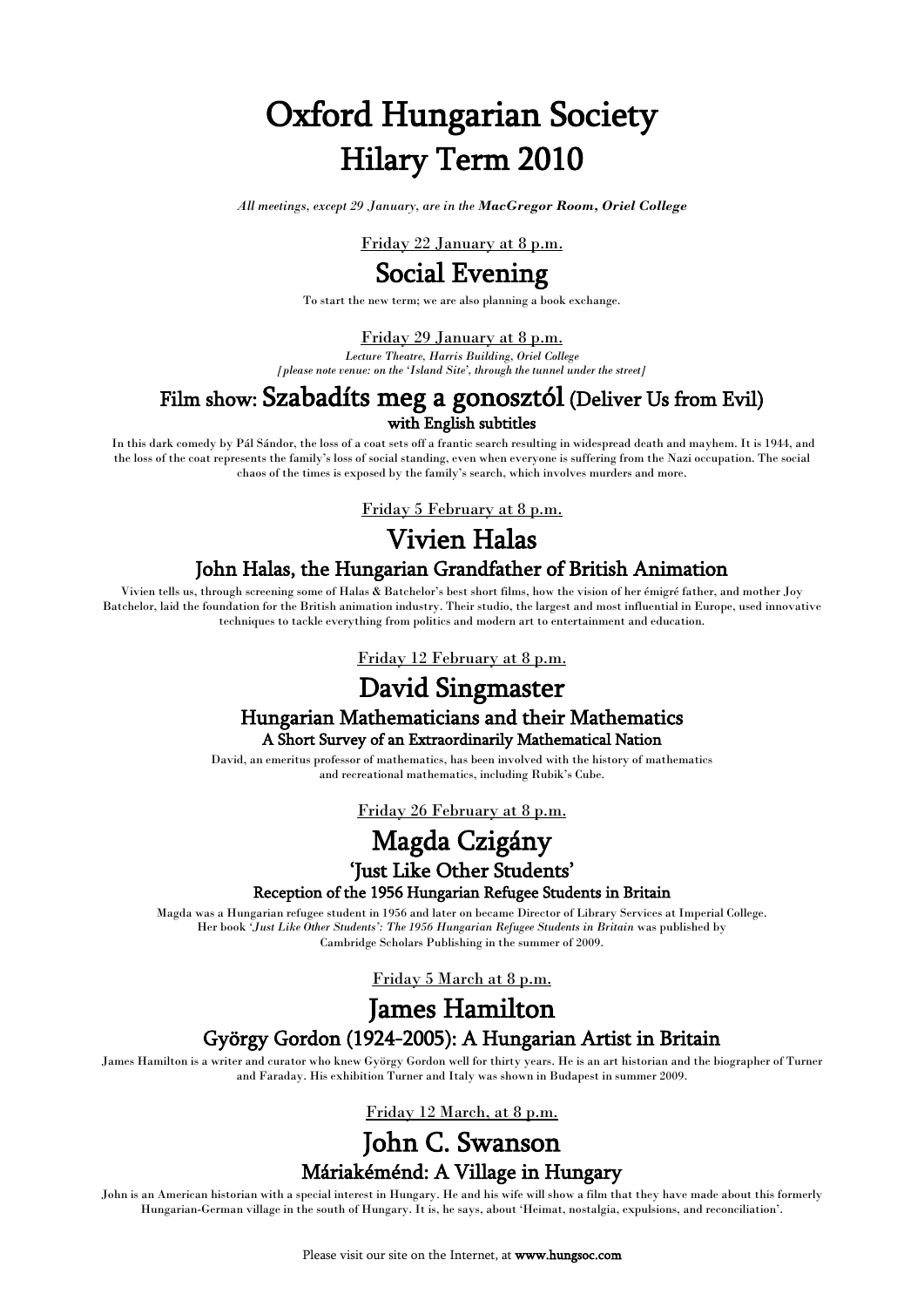# Oxford Hungarian Society

# Hilary Term 2010

*All meetings, except 29 January, are in the **MacGregor Room, Oriel College***

Friday 22 January at 8 p.m.

## Social Evening

To start the new term; we are also planning a book exchange.

Friday 29 January at 8 p.m.

*Lecture Theatre, Harris Building, Oriel College*
*[please note venue: on the 'Island Site', through the tunnel under the street]*

## Film show: Szabadíts meg a gonosztól (Deliver Us from Evil)

### with English subtitles

In this dark comedy by Pál Sándor, the loss of a coat sets off a frantic search resulting in widespread death and mayhem. It is 1944, and the loss of the coat represents the family's loss of social standing, even when everyone is suffering from the Nazi occupation. The social chaos of the times is exposed by the family's search, which involves murders and more.

Friday 5 February at 8 p.m.

## Vivien Halas

### John Halas, the Hungarian Grandfather of British Animation

Vivien tells us, through screening some of Halas & Batchelor's best short films, how the vision of her émigré father, and mother Joy Batchelor, laid the foundation for the British animation industry. Their studio, the largest and most influential in Europe, used innovative techniques to tackle everything from politics and modern art to entertainment and education.

Friday 12 February at 8 p.m.

## David Singmaster

### Hungarian Mathematicians and their Mathematics

#### A Short Survey of an Extraordinarily Mathematical Nation

David, an emeritus professor of mathematics, has been involved with the history of mathematics and recreational mathematics, including Rubik's Cube.

Friday 26 February at 8 p.m.

## Magda Czigány

### 'Just Like Other Students'

#### Reception of the 1956 Hungarian Refugee Students in Britain

Magda was a Hungarian refugee student in 1956 and later on became Director of Library Services at Imperial College. Her book '*Just Like Other Students': The 1956 Hungarian Refugee Students in Britain* was published by Cambridge Scholars Publishing in the summer of 2009.

Friday 5 March at 8 p.m.

## James Hamilton

### György Gordon (1924-2005): A Hungarian Artist in Britain

James Hamilton is a writer and curator who knew György Gordon well for thirty years. He is an art historian and the biographer of Turner and Faraday. His exhibition Turner and Italy was shown in Budapest in summer 2009.

Friday 12 March, at 8 p.m.

## John C. Swanson

### Máriakéménd: A Village in Hungary

John is an American historian with a special interest in Hungary. He and his wife will show a film that they have made about this formerly Hungarian-German village in the south of Hungary. It is, he says, about 'Heimat, nostalgia, expulsions, and reconciliation'.

Please visit our site on the Internet, at **www.hungsoc.com**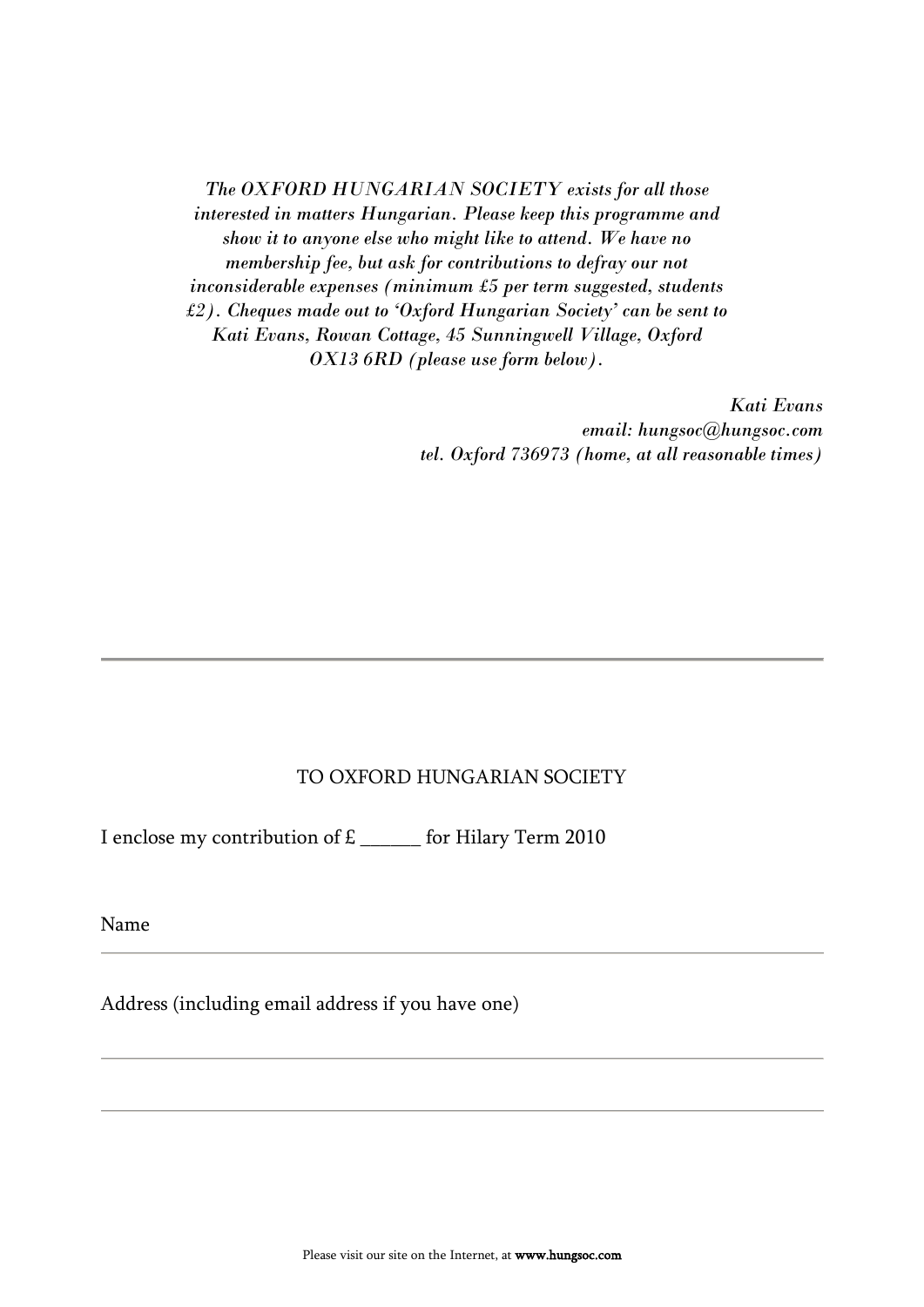*The OXFORD HUNGARIAN SOCIETY exists for all those interested in matters Hungarian. Please keep this programme and show it to anyone else who might like to attend. We have no membership fee, but ask for contributions to defray our not inconsiderable expenses (minimum £5 per term suggested, students £2). Cheques made out to 'Oxford Hungarian Society' can be sent to Kati Evans, Rowan Cottage, 45 Sunningwell Village, Oxford OX13 6RD (please use form below).*

*Kati Evans*
*email: hungsoc@hungsoc.com*
*tel. Oxford 736973 (home, at all reasonable times)*

---

TO OXFORD HUNGARIAN SOCIETY

I enclose my contribution of £ ______ for Hilary Term 2010

Name

---

Address (including email address if you have one)

---

---

Please visit our site on the Internet, at **www.hungsoc.com**